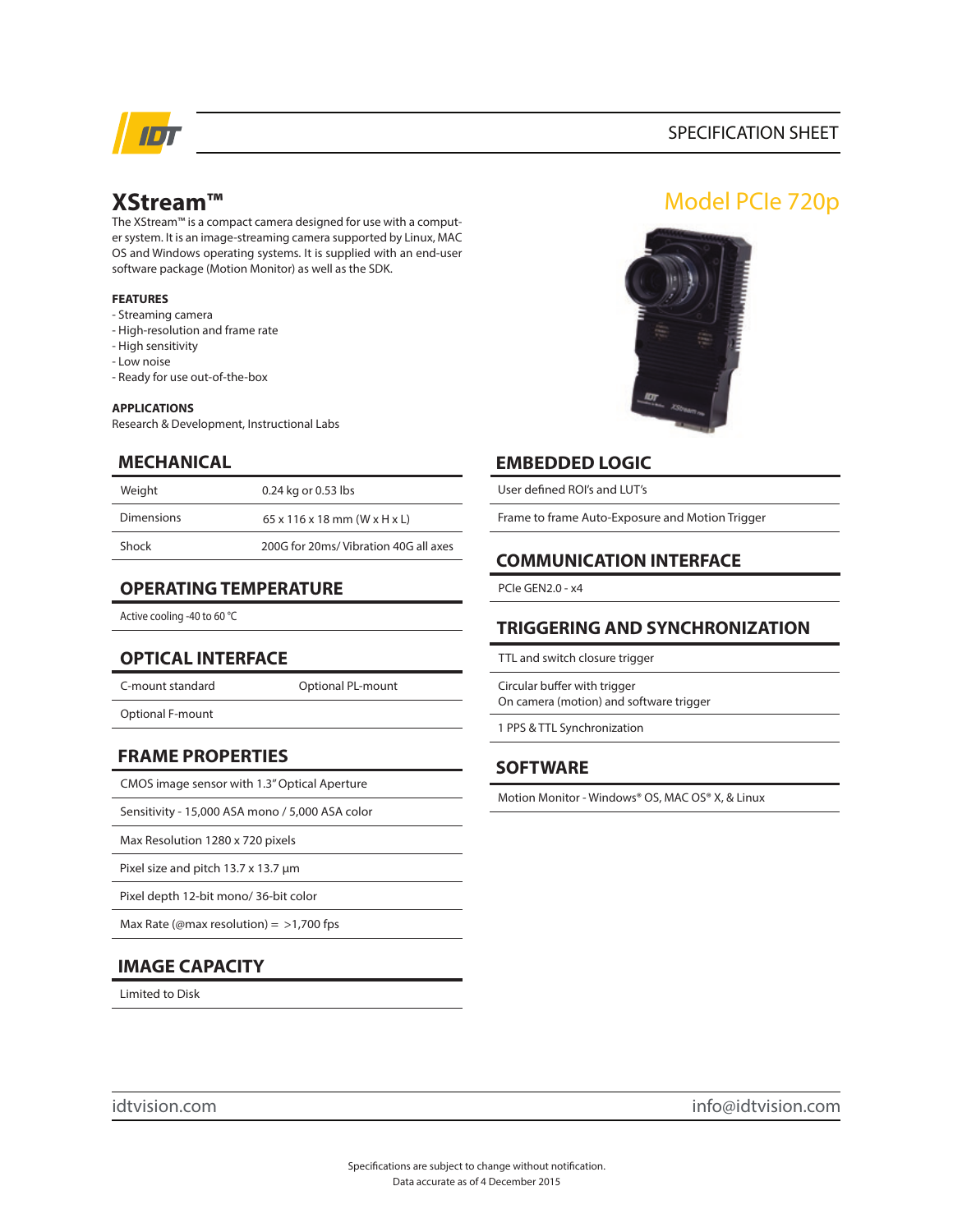SPECIFICATION SHEET

# XStream™

## Model PCIe 720p

The XStream™ is a compact camera designed for use with a computer system. It is an image-streaming camera supported by Linux, MAC OS and Windows operating systems. It is supplied with an end-user software package (Motion Monitor) as well as the SDK.

**FEATURES**

- Streaming camera
- High-resolution and frame rate
- High sensitivity
- Low noise
- Ready for use out-of-the-box

**APPLICATIONS**

Research & Development, Instructional Labs

## MECHANICAL

| | |
|---|---|
| Weight | 0.24 kg or 0.53 lbs |
| Dimensions | 65 x 116 x 18 mm (W x H x L) |
| Shock | 200G for 20ms/ Vibration 40G all axes |

## OPERATING TEMPERATURE

Active cooling -40 to 60 °C

## OPTICAL INTERFACE

| | |
|---|---|
| C-mount standard | Optional PL-mount |
| Optional F-mount | |

## FRAME PROPERTIES

- CMOS image sensor with 1.3" Optical Aperture
- Sensitivity - 15,000 ASA mono / 5,000 ASA color
- Max Resolution 1280 x 720 pixels
- Pixel size and pitch 13.7 x 13.7 µm
- Pixel depth 12-bit mono/ 36-bit color
- Max Rate (@max resolution) = >1,700 fps

## IMAGE CAPACITY

Limited to Disk

## EMBEDDED LOGIC

- User defined ROI's and LUT's
- Frame to frame Auto-Exposure and Motion Trigger

## COMMUNICATION INTERFACE

PCIe GEN2.0 - x4

## TRIGGERING AND SYNCHRONIZATION

- TTL and switch closure trigger
- Circular buffer with trigger  
  On camera (motion) and software trigger
- 1 PPS & TTL Synchronization

## SOFTWARE

Motion Monitor - Windows® OS, MAC OS® X, & Linux

idtvision.com | info@idtvision.com

Specifications are subject to change without notification.
Data accurate as of 4 December 2015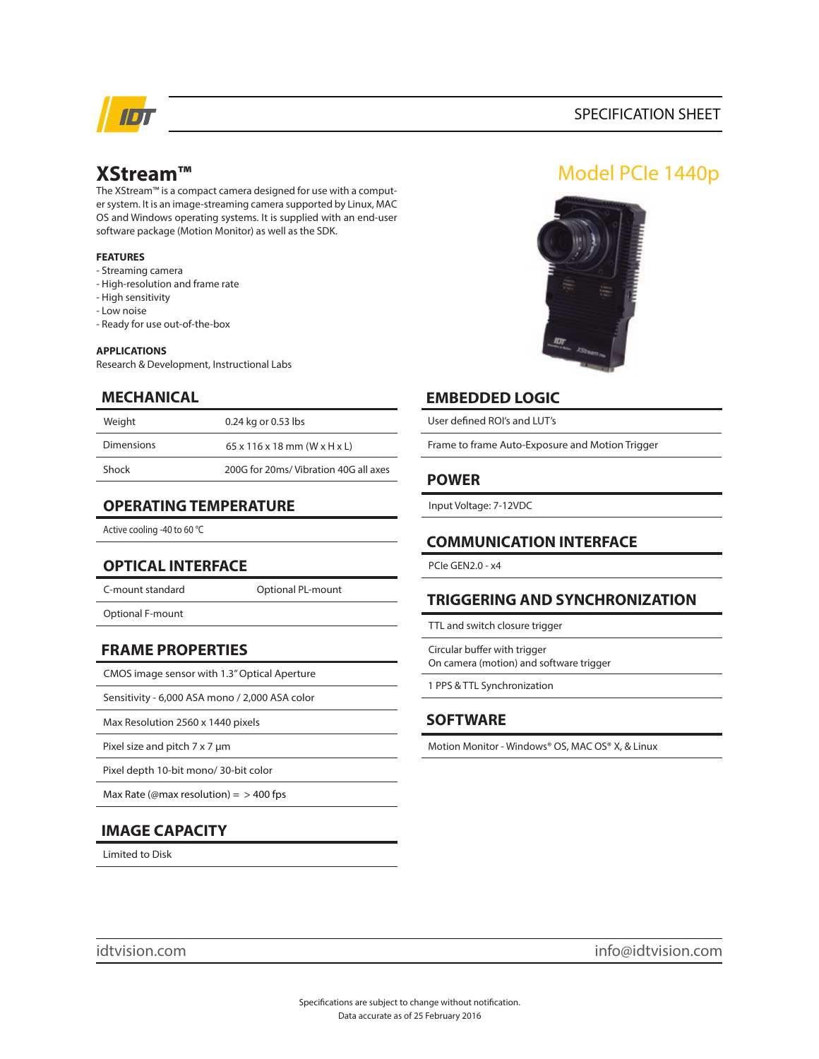SPECIFICATION SHEET

# XStream™

The XStream™ is a compact camera designed for use with a computer system. It is an image-streaming camera supported by Linux, MAC OS and Windows operating systems. It is supplied with an end-user software package (Motion Monitor) as well as the SDK.

**FEATURES**

- Streaming camera
- High-resolution and frame rate
- High sensitivity
- Low noise
- Ready for use out-of-the-box

**APPLICATIONS**

Research & Development, Instructional Labs

## Model PCIe 1440p

## MECHANICAL

| | |
|---|---|
| Weight | 0.24 kg or 0.53 lbs |
| Dimensions | 65 x 116 x 18 mm (W x H x L) |
| Shock | 200G for 20ms/ Vibration 40G all axes |

## OPERATING TEMPERATURE

Active cooling -40 to 60 °C

## OPTICAL INTERFACE

| | |
|---|---|
| C-mount standard | Optional PL-mount |
| Optional F-mount | |

## FRAME PROPERTIES

- CMOS image sensor with 1.3" Optical Aperture
- Sensitivity - 6,000 ASA mono / 2,000 ASA color
- Max Resolution 2560 x 1440 pixels
- Pixel size and pitch 7 x 7 µm
- Pixel depth 10-bit mono/ 30-bit color
- Max Rate (@max resolution) = > 400 fps

## IMAGE CAPACITY

Limited to Disk

## EMBEDDED LOGIC

- User defined ROI's and LUT's
- Frame to frame Auto-Exposure and Motion Trigger

## POWER

Input Voltage: 7-12VDC

## COMMUNICATION INTERFACE

PCIe GEN2.0 - x4

## TRIGGERING AND SYNCHRONIZATION

- TTL and switch closure trigger
- Circular buffer with trigger
  On camera (motion) and software trigger
- 1 PPS & TTL Synchronization

## SOFTWARE

Motion Monitor - Windows® OS, MAC OS® X, & Linux

idtvision.com info@idtvision.com

Specifications are subject to change without notification.
Data accurate as of 25 February 2016